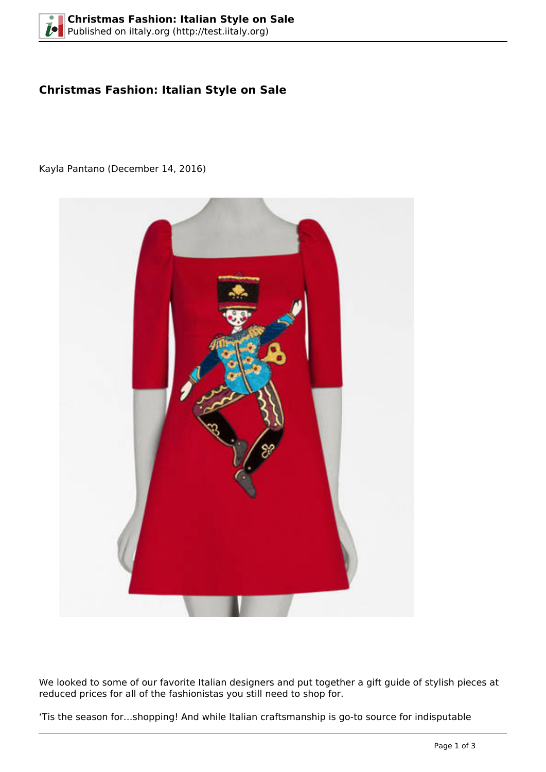# Christmas Fashion: Italian Style on Sale

Kayla Pantano (December 14, 2016)

We looked to some of our favorite Italian designers and put together a gift guide of stylish pieces at reduced prices for all of the fashionistas you still need to shop for.

'Tis the season for...shopping! And while Italian craftsmanship is go-to source for indisputable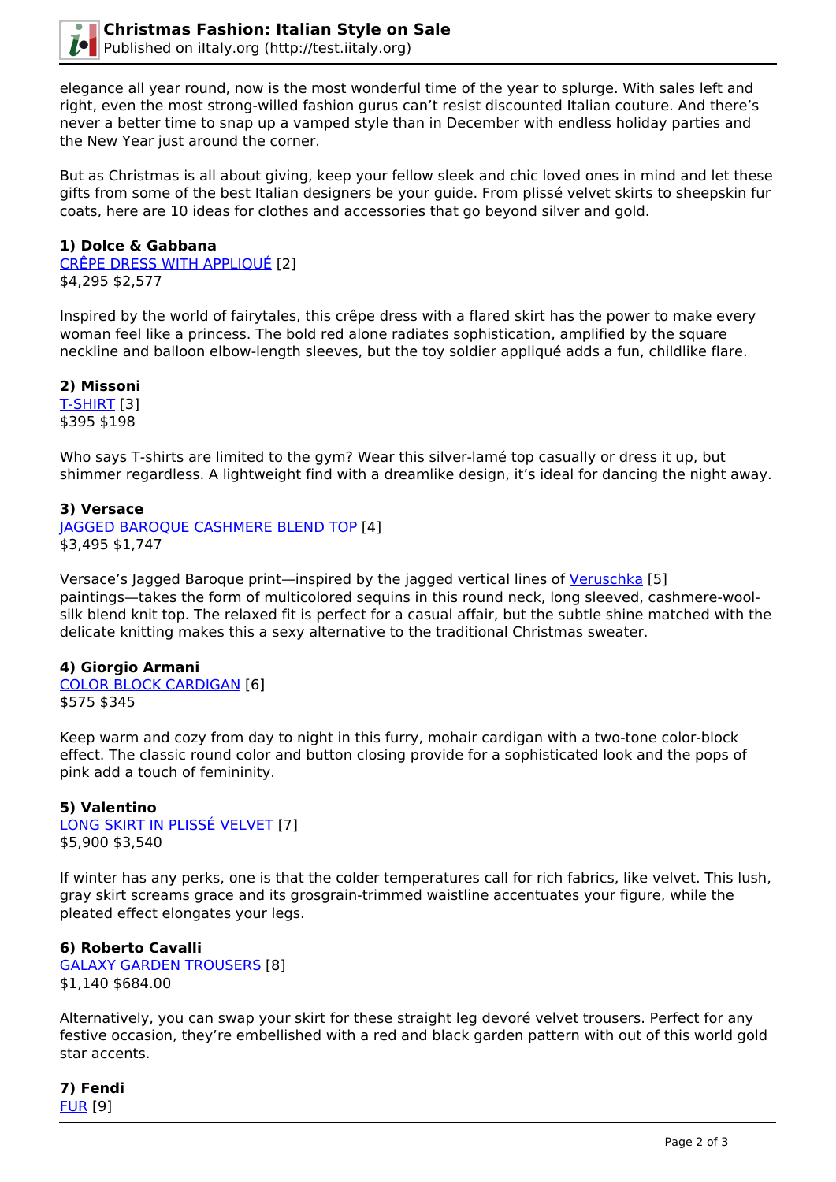elegance all year round, now is the most wonderful time of the year to splurge. With sales left and right, even the most strong-willed fashion gurus can't resist discounted Italian couture. And there's never a better time to snap up a vamped style than in December with endless holiday parties and the New Year just around the corner.

But as Christmas is all about giving, keep your fellow sleek and chic loved ones in mind and let these gifts from some of the best Italian designers be your guide. From plissé velvet skirts to sheepskin fur coats, here are 10 ideas for clothes and accessories that go beyond silver and gold.

**1) Dolce & Gabbana**
CRÊPE DRESS WITH APPLIQUÉ [2]
$4,295 $2,577

Inspired by the world of fairytales, this crêpe dress with a flared skirt has the power to make every woman feel like a princess. The bold red alone radiates sophistication, amplified by the square neckline and balloon elbow-length sleeves, but the toy soldier appliqué adds a fun, childlike flare.

**2) Missoni**
T-SHIRT [3]
$395 $198

Who says T-shirts are limited to the gym? Wear this silver-lamé top casually or dress it up, but shimmer regardless. A lightweight find with a dreamlike design, it's ideal for dancing the night away.

**3) Versace**
JAGGED BAROQUE CASHMERE BLEND TOP [4]
$3,495 $1,747

Versace's Jagged Baroque print—inspired by the jagged vertical lines of Veruschka [5] paintings—takes the form of multicolored sequins in this round neck, long sleeved, cashmere-wool-silk blend knit top. The relaxed fit is perfect for a casual affair, but the subtle shine matched with the delicate knitting makes this a sexy alternative to the traditional Christmas sweater.

**4) Giorgio Armani**
COLOR BLOCK CARDIGAN [6]
$575 $345

Keep warm and cozy from day to night in this furry, mohair cardigan with a two-tone color-block effect. The classic round color and button closing provide for a sophisticated look and the pops of pink add a touch of femininity.

**5) Valentino**
LONG SKIRT IN PLISSÉ VELVET [7]
$5,900 $3,540

If winter has any perks, one is that the colder temperatures call for rich fabrics, like velvet. This lush, gray skirt screams grace and its grosgrain-trimmed waistline accentuates your figure, while the pleated effect elongates your legs.

**6) Roberto Cavalli**
GALAXY GARDEN TROUSERS [8]
$1,140 $684.00

Alternatively, you can swap your skirt for these straight leg devoré velvet trousers. Perfect for any festive occasion, they're embellished with a red and black garden pattern with out of this world gold star accents.

**7) Fendi**
FUR [9]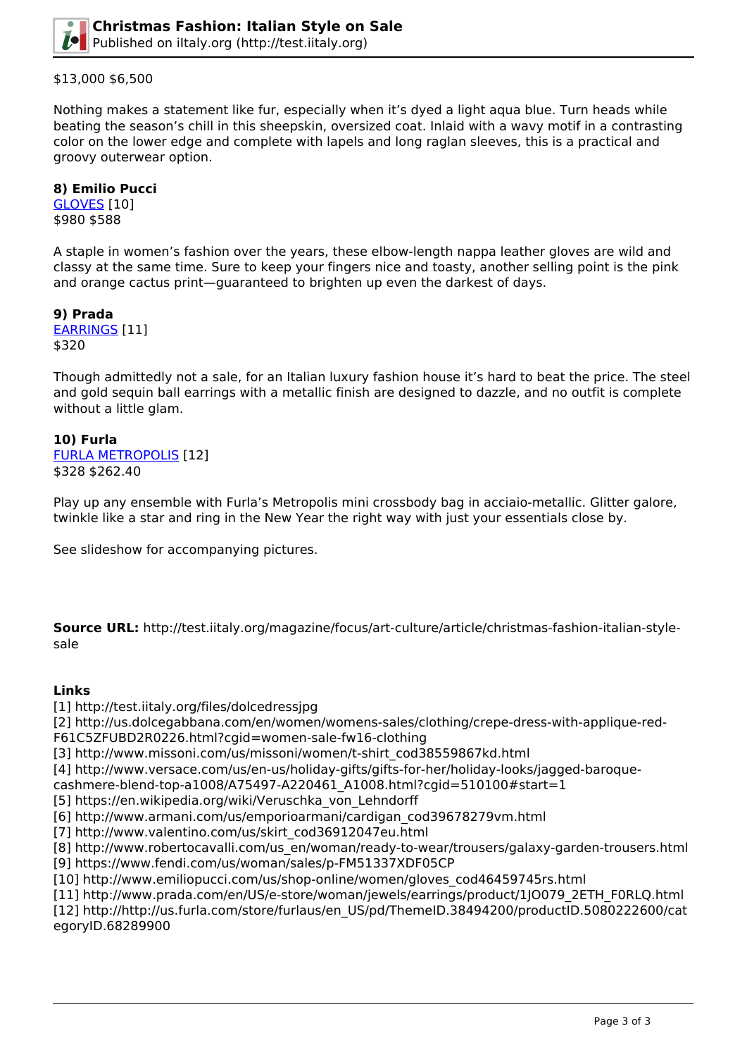$13,000 $6,500

Nothing makes a statement like fur, especially when it's dyed a light aqua blue. Turn heads while beating the season's chill in this sheepskin, oversized coat. Inlaid with a wavy motif in a contrasting color on the lower edge and complete with lapels and long raglan sleeves, this is a practical and groovy outerwear option.

**8) Emilio Pucci**
GLOVES [10]
$980 $588

A staple in women's fashion over the years, these elbow-length nappa leather gloves are wild and classy at the same time. Sure to keep your fingers nice and toasty, another selling point is the pink and orange cactus print—guaranteed to brighten up even the darkest of days.

**9) Prada**
EARRINGS [11]
$320

Though admittedly not a sale, for an Italian luxury fashion house it's hard to beat the price. The steel and gold sequin ball earrings with a metallic finish are designed to dazzle, and no outfit is complete without a little glam.

**10) Furla**
FURLA METROPOLIS [12]
$328 $262.40

Play up any ensemble with Furla's Metropolis mini crossbody bag in acciaio-metallic. Glitter galore, twinkle like a star and ring in the New Year the right way with just your essentials close by.

See slideshow for accompanying pictures.

**Source URL:** http://test.iitaly.org/magazine/focus/art-culture/article/christmas-fashion-italian-style-sale

**Links**
[1] http://test.iitaly.org/files/dolcedressjpg
[2] http://us.dolcegabbana.com/en/women/womens-sales/clothing/crepe-dress-with-applique-red-F61C5ZFUBD2R0226.html?cgid=women-sale-fw16-clothing
[3] http://www.missoni.com/us/missoni/women/t-shirt_cod38559867kd.html
[4] http://www.versace.com/us/en-us/holiday-gifts/gifts-for-her/holiday-looks/jagged-baroque-cashmere-blend-top-a1008/A75497-A220461_A1008.html?cgid=510100#start=1
[5] https://en.wikipedia.org/wiki/Veruschka_von_Lehndorff
[6] http://www.armani.com/us/emporioarmani/cardigan_cod39678279vm.html
[7] http://www.valentino.com/us/skirt_cod36912047eu.html
[8] http://www.robertocavalli.com/us_en/woman/ready-to-wear/trousers/galaxy-garden-trousers.html
[9] https://www.fendi.com/us/woman/sales/p-FM51337XDF05CP
[10] http://www.emiliopucci.com/us/shop-online/women/gloves_cod46459745rs.html
[11] http://www.prada.com/en/US/e-store/woman/jewels/earrings/product/1JO079_2ETH_F0RLQ.html
[12] http://http://us.furla.com/store/furlaus/en_US/pd/ThemeID.38494200/productID.5080222600/categoryID.68289900